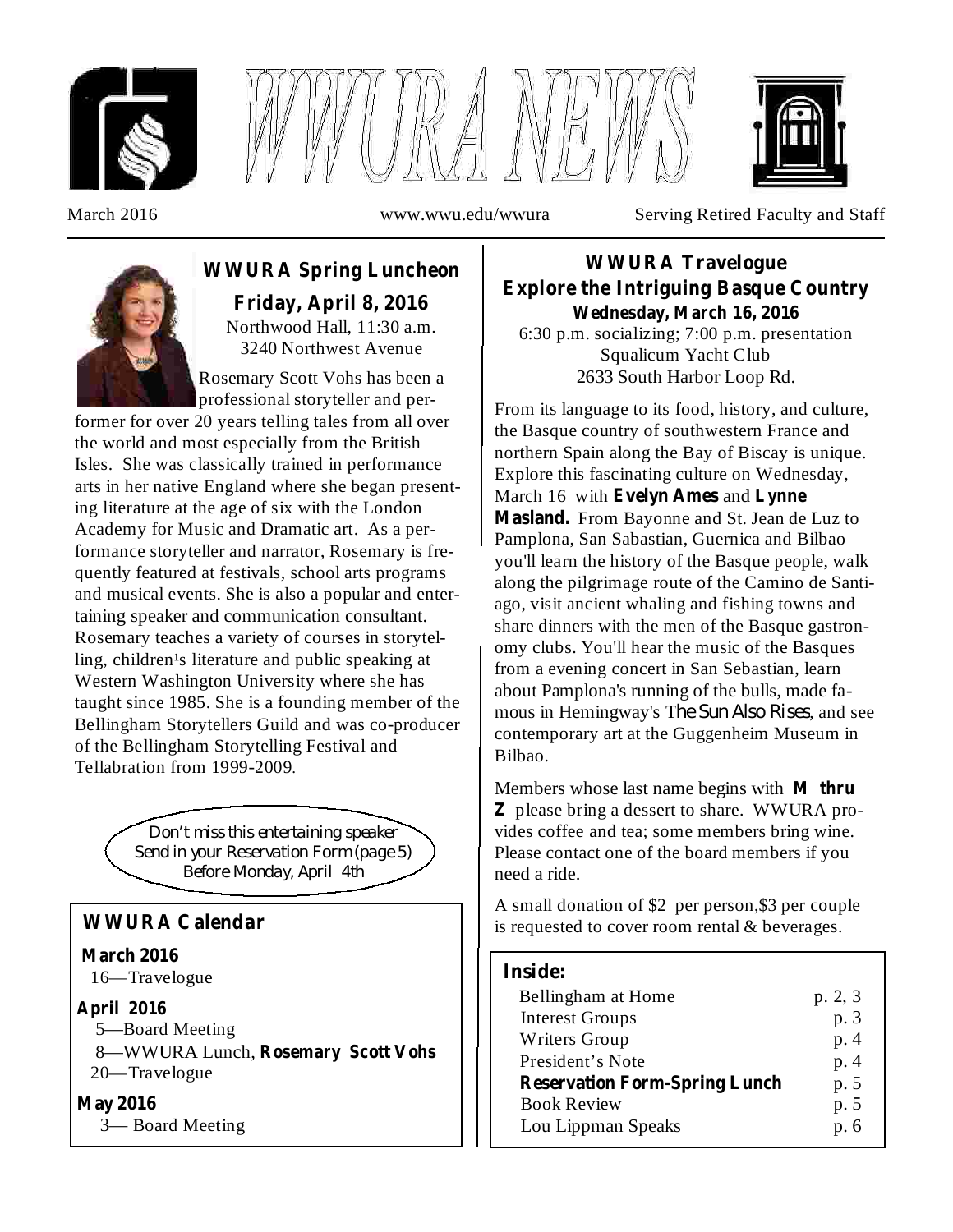# WWURA NEWS

March 2016 www.wwu.edu/wwura Serving Retired Faculty and Staff

## WWURA Spring Luncheon

**Friday, April 8, 2016**

Northwood Hall, 11:30 a.m.
3240 Northwest Avenue

Rosemary Scott Vohs has been a professional storyteller and performer for over 20 years telling tales from all over the world and most especially from the British Isles. She was classically trained in performance arts in her native England where she began presenting literature at the age of six with the London Academy for Music and Dramatic art. As a performance storyteller and narrator, Rosemary is frequently featured at festivals, school arts programs and musical events. She is also a popular and entertaining speaker and communication consultant. Rosemary teaches a variety of courses in storytelling, children¹s literature and public speaking at Western Washington University where she has taught since 1985. She is a founding member of the Bellingham Storytellers Guild and was co-producer of the Bellingham Storytelling Festival and Tellabration from 1999-2009.

*Don't miss this entertaining speaker*
*Send in your Reservation Form (page 5)*
*Before Monday, April 4th*

## WWURA Calendar

**March 2016**

16—Travelogue

**April 2016**

5—Board Meeting
8—WWURA Lunch, **Rosemary Scott Vohs**
20—Travelogue

**May 2016**

3— Board Meeting

## WWURA Travelogue
## Explore the Intriguing Basque Country

**Wednesday, March 16, 2016**

6:30 p.m. socializing; 7:00 p.m. presentation
Squalicum Yacht Club
2633 South Harbor Loop Rd.

From its language to its food, history, and culture, the Basque country of southwestern France and northern Spain along the Bay of Biscay is unique. Explore this fascinating culture on Wednesday, March 16 with **Evelyn Ames** and **Lynne Masland.** From Bayonne and St. Jean de Luz to Pamplona, San Sabastian, Guernica and Bilbao you'll learn the history of the Basque people, walk along the pilgrimage route of the Camino de Santiago, visit ancient whaling and fishing towns and share dinners with the men of the Basque gastronomy clubs. You'll hear the music of the Basques from a evening concert in San Sebastian, learn about Pamplona's running of the bulls, made famous in Hemingway's *The Sun Also Rises*, and see contemporary art at the Guggenheim Museum in Bilbao.

Members whose last name begins with **M thru Z** please bring a dessert to share. WWURA provides coffee and tea; some members bring wine. Please contact one of the board members if you need a ride.

A small donation of $2 per person,$3 per couple is requested to cover room rental & beverages.

**Inside:**

| | |
|---|---|
| Bellingham at Home | p. 2, 3 |
| Interest Groups | p. 3 |
| Writers Group | p. 4 |
| President's Note | p. 4 |
| **Reservation Form-Spring Lunch** | p. 5 |
| Book Review | p. 5 |
| Lou Lippman Speaks | p. 6 |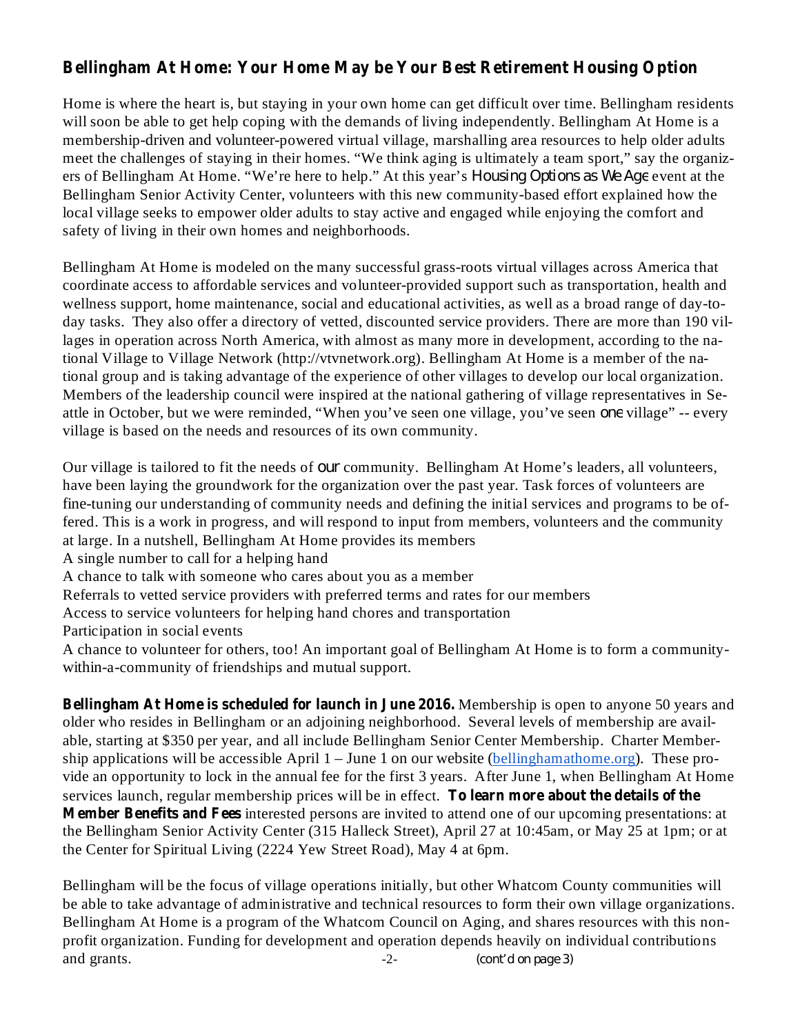## Bellingham At Home: Your Home May be Your Best Retirement Housing Option

Home is where the heart is, but staying in your own home can get difficult over time. Bellingham residents will soon be able to get help coping with the demands of living independently. Bellingham At Home is a membership-driven and volunteer-powered virtual village, marshalling area resources to help older adults meet the challenges of staying in their homes. "We think aging is ultimately a team sport," say the organizers of Bellingham At Home. "We're here to help." At this year's *Housing Options as We Age* event at the Bellingham Senior Activity Center, volunteers with this new community-based effort explained how the local village seeks to empower older adults to stay active and engaged while enjoying the comfort and safety of living in their own homes and neighborhoods.

Bellingham At Home is modeled on the many successful grass-roots virtual villages across America that coordinate access to affordable services and volunteer-provided support such as transportation, health and wellness support, home maintenance, social and educational activities, as well as a broad range of day-to-day tasks. They also offer a directory of vetted, discounted service providers. There are more than 190 villages in operation across North America, with almost as many more in development, according to the national Village to Village Network (http://vtvnetwork.org). Bellingham At Home is a member of the national group and is taking advantage of the experience of other villages to develop our local organization. Members of the leadership council were inspired at the national gathering of village representatives in Seattle in October, but we were reminded, "When you've seen one village, you've seen *one* village" -- every village is based on the needs and resources of its own community.

Our village is tailored to fit the needs of *our* community. Bellingham At Home's leaders, all volunteers, have been laying the groundwork for the organization over the past year. Task forces of volunteers are fine-tuning our understanding of community needs and defining the initial services and programs to be offered. This is a work in progress, and will respond to input from members, volunteers and the community at large. In a nutshell, Bellingham At Home provides its members

A single number to call for a helping hand

A chance to talk with someone who cares about you as a member

Referrals to vetted service providers with preferred terms and rates for our members

Access to service volunteers for helping hand chores and transportation

Participation in social events

A chance to volunteer for others, too! An important goal of Bellingham At Home is to form a community-within-a-community of friendships and mutual support.

**Bellingham At Home is scheduled for launch in June 2016.** Membership is open to anyone 50 years and older who resides in Bellingham or an adjoining neighborhood. Several levels of membership are available, starting at $350 per year, and all include Bellingham Senior Center Membership. Charter Membership applications will be accessible April 1 – June 1 on our website ([bellinghamathome.org](bellinghamathome.org)). These provide an opportunity to lock in the annual fee for the first 3 years. After June 1, when Bellingham At Home services launch, regular membership prices will be in effect. **To learn more about the details of the Member Benefits and Fees** interested persons are invited to attend one of our upcoming presentations: at the Bellingham Senior Activity Center (315 Halleck Street), April 27 at 10:45am, or May 25 at 1pm; or at the Center for Spiritual Living (2224 Yew Street Road), May 4 at 6pm.

Bellingham will be the focus of village operations initially, but other Whatcom County communities will be able to take advantage of administrative and technical resources to form their own village organizations. Bellingham At Home is a program of the Whatcom Council on Aging, and shares resources with this non-profit organization. Funding for development and operation depends heavily on individual contributions and grants.

*(cont'd on page 3)*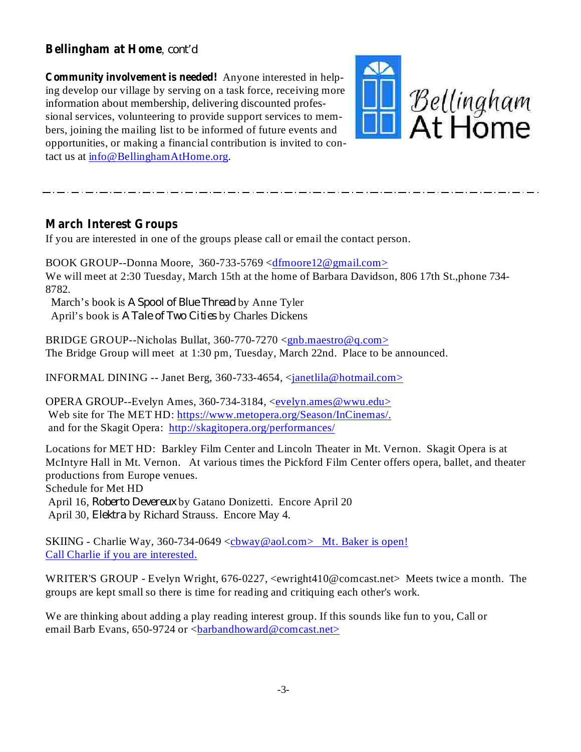**Bellingham at Home**, *cont'd*

**Community involvement is needed!** Anyone interested in helping develop our village by serving on a task force, receiving more information about membership, delivering discounted professional services, volunteering to provide support services to members, joining the mailing list to be informed of future events and opportunities, or making a financial contribution is invited to contact us at info@BellinghamAtHome.org.

Bellingham At Home

---

## March Interest Groups

If you are interested in one of the groups please call or email the contact person.

BOOK GROUP--Donna Moore, 360-733-5769 <dfmoore12@gmail.com>
We will meet at 2:30 Tuesday, March 15th at the home of Barbara Davidson, 806 17th St.,phone 734-8782.
March's book is *A Spool of Blue Thread* by Anne Tyler
April's book is *A Tale of Two Cities* by Charles Dickens

BRIDGE GROUP--Nicholas Bullat, 360-770-7270 <gnb.maestro@q.com>
The Bridge Group will meet at 1:30 pm, Tuesday, March 22nd. Place to be announced.

INFORMAL DINING -- Janet Berg, 360-733-4654, <janetlila@hotmail.com>

OPERA GROUP--Evelyn Ames, 360-734-3184, <evelyn.ames@wwu.edu>
Web site for The MET HD: https://www.metopera.org/Season/InCinemas/.
and for the Skagit Opera: http://skagitopera.org/performances/

Locations for MET HD: Barkley Film Center and Lincoln Theater in Mt. Vernon. Skagit Opera is at McIntyre Hall in Mt. Vernon. At various times the Pickford Film Center offers opera, ballet, and theater productions from Europe venues.
Schedule for Met HD
April 16, *Roberto Devereux* by Gatano Donizetti. Encore April 20
April 30, *Elektra* by Richard Strauss. Encore May 4.

SKIING - Charlie Way, 360-734-0649 <cbway@aol.com> Mt. Baker is open! Call Charlie if you are interested.

WRITER'S GROUP - Evelyn Wright, 676-0227, <ewright410@comcast.net> Meets twice a month. The groups are kept small so there is time for reading and critiquing each other's work.

We are thinking about adding a play reading interest group. If this sounds like fun to you, Call or email Barb Evans, 650-9724 or <barbandhoward@comcast.net>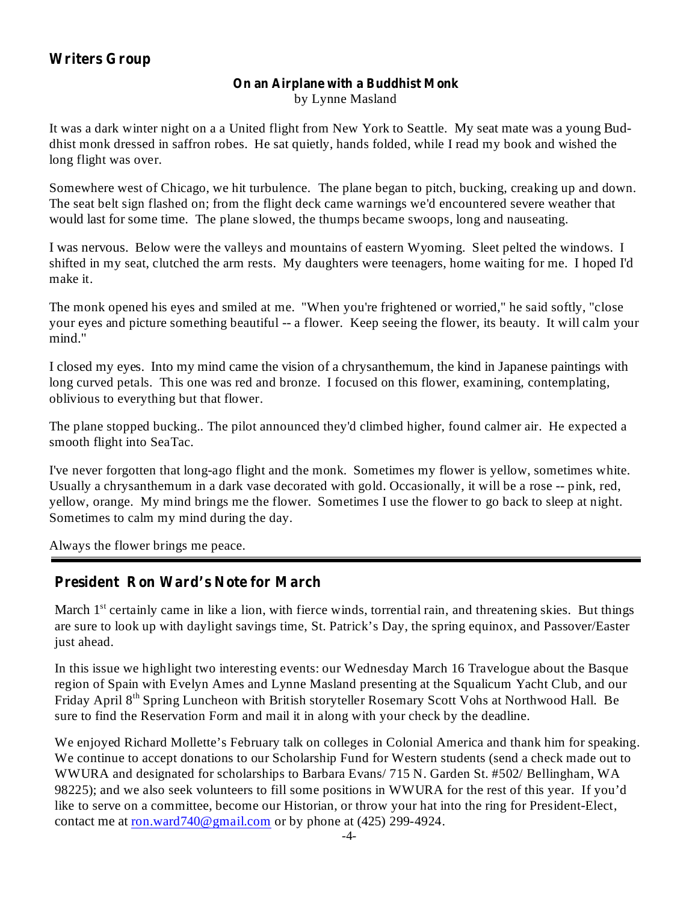## Writers Group

### On an Airplane with a Buddhist Monk

by Lynne Masland

It was a dark winter night on a a United flight from New York to Seattle. My seat mate was a young Buddhist monk dressed in saffron robes. He sat quietly, hands folded, while I read my book and wished the long flight was over.

Somewhere west of Chicago, we hit turbulence. The plane began to pitch, bucking, creaking up and down. The seat belt sign flashed on; from the flight deck came warnings we'd encountered severe weather that would last for some time. The plane slowed, the thumps became swoops, long and nauseating.

I was nervous. Below were the valleys and mountains of eastern Wyoming. Sleet pelted the windows. I shifted in my seat, clutched the arm rests. My daughters were teenagers, home waiting for me. I hoped I'd make it.

The monk opened his eyes and smiled at me. "When you're frightened or worried," he said softly, "close your eyes and picture something beautiful -- a flower. Keep seeing the flower, its beauty. It will calm your mind."

I closed my eyes. Into my mind came the vision of a chrysanthemum, the kind in Japanese paintings with long curved petals. This one was red and bronze. I focused on this flower, examining, contemplating, oblivious to everything but that flower.

The plane stopped bucking.. The pilot announced they'd climbed higher, found calmer air. He expected a smooth flight into SeaTac.

I've never forgotten that long-ago flight and the monk. Sometimes my flower is yellow, sometimes white. Usually a chrysanthemum in a dark vase decorated with gold. Occasionally, it will be a rose -- pink, red, yellow, orange. My mind brings me the flower. Sometimes I use the flower to go back to sleep at night. Sometimes to calm my mind during the day.

Always the flower brings me peace.

---

## President Ron Ward's Note for March

March 1st certainly came in like a lion, with fierce winds, torrential rain, and threatening skies. But things are sure to look up with daylight savings time, St. Patrick's Day, the spring equinox, and Passover/Easter just ahead.

In this issue we highlight two interesting events: our Wednesday March 16 Travelogue about the Basque region of Spain with Evelyn Ames and Lynne Masland presenting at the Squalicum Yacht Club, and our Friday April 8th Spring Luncheon with British storyteller Rosemary Scott Vohs at Northwood Hall. Be sure to find the Reservation Form and mail it in along with your check by the deadline.

We enjoyed Richard Mollette's February talk on colleges in Colonial America and thank him for speaking. We continue to accept donations to our Scholarship Fund for Western students (send a check made out to WWURA and designated for scholarships to Barbara Evans/ 715 N. Garden St. #502/ Bellingham, WA 98225); and we also seek volunteers to fill some positions in WWURA for the rest of this year. If you'd like to serve on a committee, become our Historian, or throw your hat into the ring for President-Elect, contact me at ron.ward740@gmail.com or by phone at (425) 299-4924.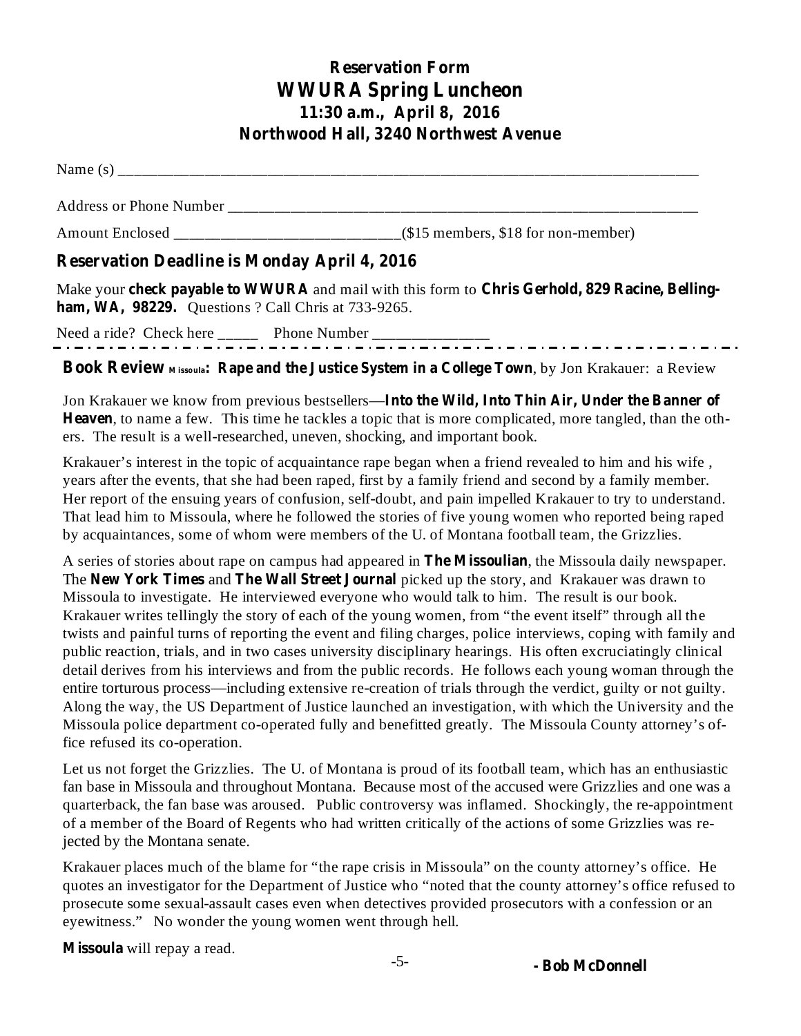## Reservation Form
## WWURA Spring Luncheon
### 11:30 a.m., April 8, 2016
### Northwood Hall, 3240 Northwest Avenue

Name (s) ___________________________________________________________________________

Address or Phone Number ___________________________________________________________

Amount Enclosed ____________________________($15 members, $18 for non-member)

**Reservation Deadline is Monday April 4, 2016**

Make your **check payable to WWURA** and mail with this form to **Chris Gerhold, 829 Racine, Bellingham, WA, 98229.** Questions ? Call Chris at 733-9265.

Need a ride? Check here _____ Phone Number _______________

---

**Book Review** **Missoula: Rape and the Justice System in a College Town**, by Jon Krakauer: a Review

Jon Krakauer we know from previous bestsellers—**Into the Wild, Into Thin Air, Under the Banner of Heaven**, to name a few. This time he tackles a topic that is more complicated, more tangled, than the others. The result is a well-researched, uneven, shocking, and important book.

Krakauer's interest in the topic of acquaintance rape began when a friend revealed to him and his wife , years after the events, that she had been raped, first by a family friend and second by a family member. Her report of the ensuing years of confusion, self-doubt, and pain impelled Krakauer to try to understand. That lead him to Missoula, where he followed the stories of five young women who reported being raped by acquaintances, some of whom were members of the U. of Montana football team, the Grizzlies.

A series of stories about rape on campus had appeared in **The Missoulian**, the Missoula daily newspaper. The **New York Times** and **The Wall Street Journal** picked up the story, and Krakauer was drawn to Missoula to investigate. He interviewed everyone who would talk to him. The result is our book. Krakauer writes tellingly the story of each of the young women, from "the event itself" through all the twists and painful turns of reporting the event and filing charges, police interviews, coping with family and public reaction, trials, and in two cases university disciplinary hearings. His often excruciatingly clinical detail derives from his interviews and from the public records. He follows each young woman through the entire torturous process—including extensive re-creation of trials through the verdict, guilty or not guilty. Along the way, the US Department of Justice launched an investigation, with which the University and the Missoula police department co-operated fully and benefitted greatly. The Missoula County attorney's office refused its co-operation.

Let us not forget the Grizzlies. The U. of Montana is proud of its football team, which has an enthusiastic fan base in Missoula and throughout Montana. Because most of the accused were Grizzlies and one was a quarterback, the fan base was aroused. Public controversy was inflamed. Shockingly, the re-appointment of a member of the Board of Regents who had written critically of the actions of some Grizzlies was rejected by the Montana senate.

Krakauer places much of the blame for "the rape crisis in Missoula" on the county attorney's office. He quotes an investigator for the Department of Justice who "noted that the county attorney's office refused to prosecute some sexual-assault cases even when detectives provided prosecutors with a confession or an eyewitness." No wonder the young women went through hell.

**Missoula** will repay a read.

**- Bob McDonnell**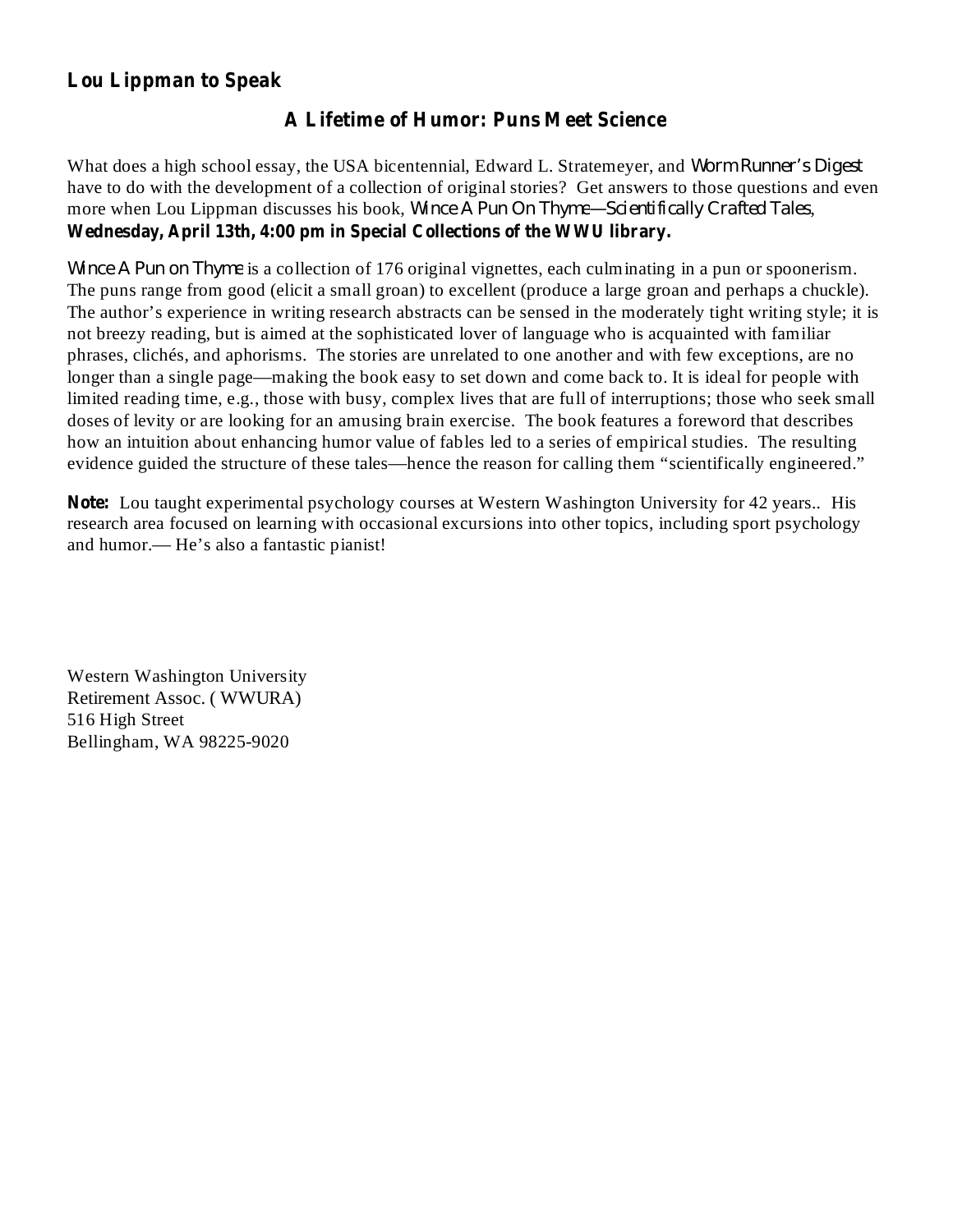**Lou Lippman to Speak**

## A Lifetime of Humor: Puns Meet Science

What does a high school essay, the USA bicentennial, Edward L. Stratemeyer, and *Worm Runner's Digest* have to do with the development of a collection of original stories? Get answers to those questions and even more when Lou Lippman discusses his book, *Wince A Pun On Thyme—Scientifically Crafted Tales*, **Wednesday, April 13th, 4:00 pm in Special Collections of the WWU library.**

*Wince A Pun on Thyme* is a collection of 176 original vignettes, each culminating in a pun or spoonerism. The puns range from good (elicit a small groan) to excellent (produce a large groan and perhaps a chuckle). The author's experience in writing research abstracts can be sensed in the moderately tight writing style; it is not breezy reading, but is aimed at the sophisticated lover of language who is acquainted with familiar phrases, clichés, and aphorisms. The stories are unrelated to one another and with few exceptions, are no longer than a single page—making the book easy to set down and come back to. It is ideal for people with limited reading time, e.g., those with busy, complex lives that are full of interruptions; those who seek small doses of levity or are looking for an amusing brain exercise. The book features a foreword that describes how an intuition about enhancing humor value of fables led to a series of empirical studies. The resulting evidence guided the structure of these tales—hence the reason for calling them "scientifically engineered."

**Note:** Lou taught experimental psychology courses at Western Washington University for 42 years.. His research area focused on learning with occasional excursions into other topics, including sport psychology and humor.— He's also a fantastic pianist!

Western Washington University
Retirement Assoc. ( WWURA)
516 High Street
Bellingham, WA 98225-9020